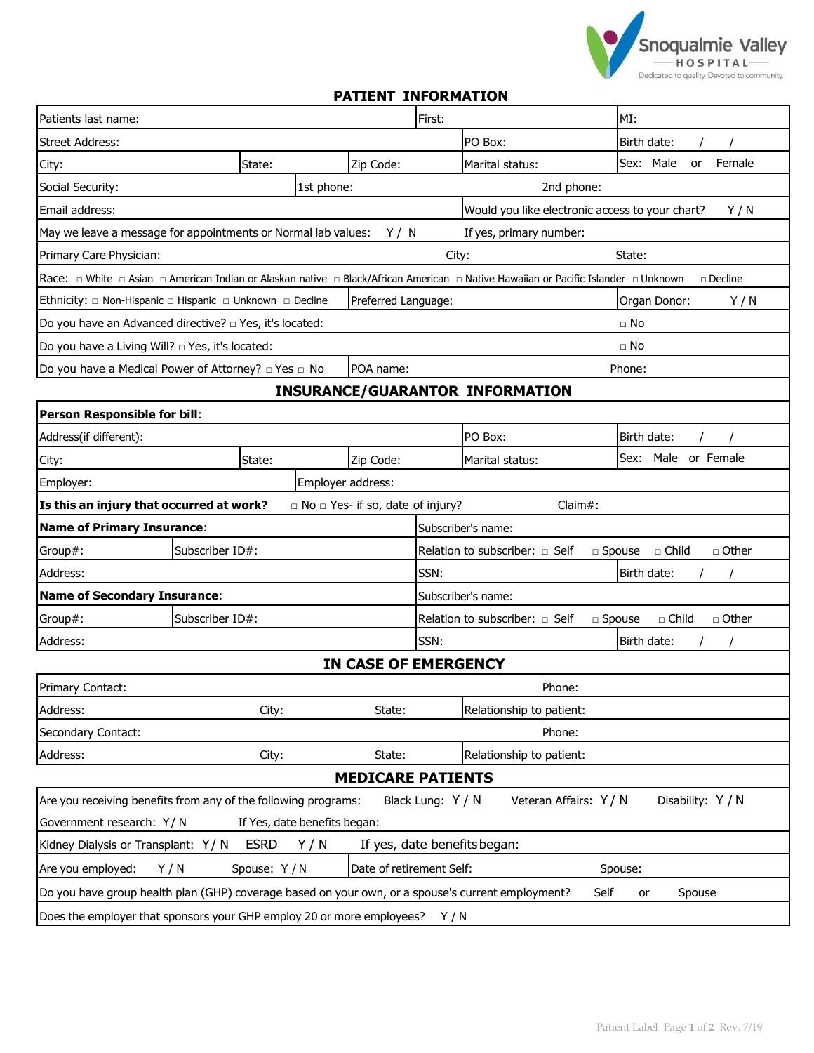Snoqualmie Valley HOSPITAL
Dedicated to quality. Devoted to community.

## PATIENT INFORMATION

| | | |
|---|---|---|
| Patients last name: | First: | MI: |
| Street Address: | PO Box: | Birth date: / / |
| City: State: Zip Code: | Marital status: | Sex: Male or Female |
| Social Security: | 1st phone: | 2nd phone: |
| Email address: | Would you like electronic access to your chart? Y / N | |
| May we leave a message for appointments or Normal lab values: Y / N | If yes, primary number: | |
| Primary Care Physician: | City: | State: |
| Race: □ White □ Asian □ American Indian or Alaskan native □ Black/African American □ Native Hawaiian or Pacific Islander □ Unknown □ Decline | | |
| Ethnicity: □ Non-Hispanic □ Hispanic □ Unknown □ Decline | Preferred Language: | Organ Donor: Y / N |
| Do you have an Advanced directive? □ Yes, it's located: | | □ No |
| Do you have a Living Will? □ Yes, it's located: | | □ No |
| Do you have a Medical Power of Attorney? □ Yes □ No | POA name: | Phone: |

## INSURANCE/GUARANTOR INFORMATION

| | | |
|---|---|---|
| **Person Responsible for bill**: | | |
| Address(if different): | PO Box: | Birth date: / / |
| City: State: Zip Code: | Marital status: | Sex: Male or Female |
| Employer: | Employer address: | |
| **Is this an injury that occurred at work?** □ No □ Yes- if so, date of injury? | Claim#: | |
| **Name of Primary Insurance**: | Subscriber's name: | |
| Group#: Subscriber ID#: | Relation to subscriber: □ Self □ Spouse □ Child □ Other | |
| Address: | SSN: | Birth date: / / |
| **Name of Secondary Insurance**: | Subscriber's name: | |
| Group#: Subscriber ID#: | Relation to subscriber: □ Self □ Spouse □ Child □ Other | |
| Address: | SSN: | Birth date: / / |

## IN CASE OF EMERGENCY

| | |
|---|---|
| Primary Contact: | Phone: |
| Address: City: State: | Relationship to patient: |
| Secondary Contact: | Phone: |
| Address: City: State: | Relationship to patient: |

## MEDICARE PATIENTS

| |
|---|
| Are you receiving benefits from any of the following programs: Black Lung: Y / N Veteran Affairs: Y / N Disability: Y / N |
| Government research: Y / N If Yes, date benefits began: |
| Kidney Dialysis or Transplant: Y / N ESRD Y / N If yes, date benefits began: |
| Are you employed: Y / N Spouse: Y / N Date of retirement Self: Spouse: |
| Do you have group health plan (GHP) coverage based on your own, or a spouse's current employment? Self or Spouse |
| Does the employer that sponsors your GHP employ 20 or more employees? Y / N |

Patient Label Rev. 7/19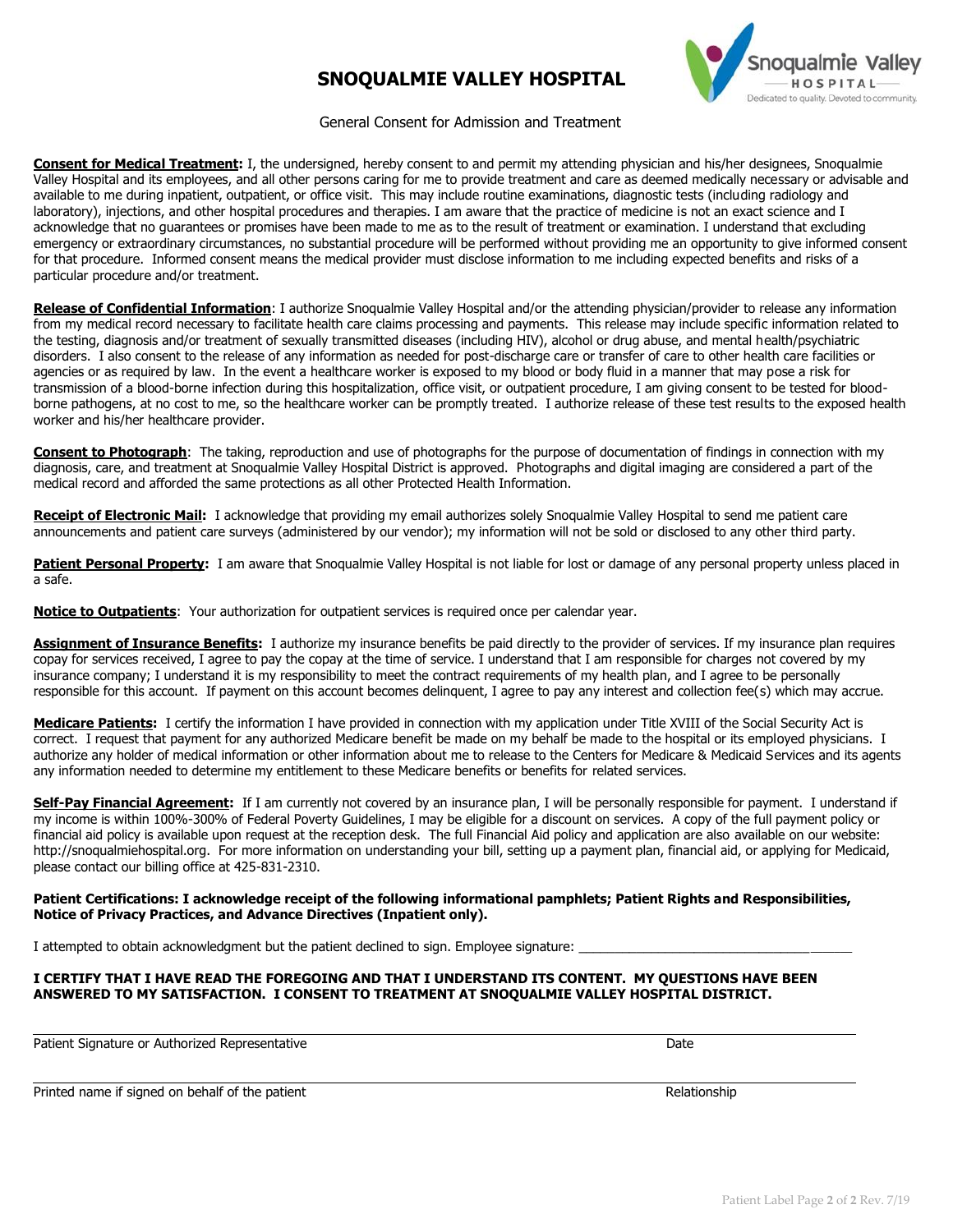# SNOQUALMIE VALLEY HOSPITAL

General Consent for Admission and Treatment

**Consent for Medical Treatment:** I, the undersigned, hereby consent to and permit my attending physician and his/her designees, Snoqualmie Valley Hospital and its employees, and all other persons caring for me to provide treatment and care as deemed medically necessary or advisable and available to me during inpatient, outpatient, or office visit. This may include routine examinations, diagnostic tests (including radiology and laboratory), injections, and other hospital procedures and therapies. I am aware that the practice of medicine is not an exact science and I acknowledge that no guarantees or promises have been made to me as to the result of treatment or examination. I understand that excluding emergency or extraordinary circumstances, no substantial procedure will be performed without providing me an opportunity to give informed consent for that procedure. Informed consent means the medical provider must disclose information to me including expected benefits and risks of a particular procedure and/or treatment.

**Release of Confidential Information**: I authorize Snoqualmie Valley Hospital and/or the attending physician/provider to release any information from my medical record necessary to facilitate health care claims processing and payments. This release may include specific information related to the testing, diagnosis and/or treatment of sexually transmitted diseases (including HIV), alcohol or drug abuse, and mental health/psychiatric disorders. I also consent to the release of any information as needed for post-discharge care or transfer of care to other health care facilities or agencies or as required by law. In the event a healthcare worker is exposed to my blood or body fluid in a manner that may pose a risk for transmission of a blood-borne infection during this hospitalization, office visit, or outpatient procedure, I am giving consent to be tested for blood-borne pathogens, at no cost to me, so the healthcare worker can be promptly treated. I authorize release of these test results to the exposed health worker and his/her healthcare provider.

**Consent to Photograph**: The taking, reproduction and use of photographs for the purpose of documentation of findings in connection with my diagnosis, care, and treatment at Snoqualmie Valley Hospital District is approved. Photographs and digital imaging are considered a part of the medical record and afforded the same protections as all other Protected Health Information.

**Receipt of Electronic Mail:** I acknowledge that providing my email authorizes solely Snoqualmie Valley Hospital to send me patient care announcements and patient care surveys (administered by our vendor); my information will not be sold or disclosed to any other third party.

**Patient Personal Property:** I am aware that Snoqualmie Valley Hospital is not liable for lost or damage of any personal property unless placed in a safe.

**Notice to Outpatients**: Your authorization for outpatient services is required once per calendar year.

**Assignment of Insurance Benefits:** I authorize my insurance benefits be paid directly to the provider of services. If my insurance plan requires copay for services received, I agree to pay the copay at the time of service. I understand that I am responsible for charges not covered by my insurance company; I understand it is my responsibility to meet the contract requirements of my health plan, and I agree to be personally responsible for this account. If payment on this account becomes delinquent, I agree to pay any interest and collection fee(s) which may accrue.

**Medicare Patients:** I certify the information I have provided in connection with my application under Title XVIII of the Social Security Act is correct. I request that payment for any authorized Medicare benefit be made on my behalf be made to the hospital or its employed physicians. I authorize any holder of medical information or other information about me to release to the Centers for Medicare & Medicaid Services and its agents any information needed to determine my entitlement to these Medicare benefits or benefits for related services.

**Self-Pay Financial Agreement:** If I am currently not covered by an insurance plan, I will be personally responsible for payment. I understand if my income is within 100%-300% of Federal Poverty Guidelines, I may be eligible for a discount on services. A copy of the full payment policy or financial aid policy is available upon request at the reception desk. The full Financial Aid policy and application are also available on our website: http://snoqualmiehospital.org. For more information on understanding your bill, setting up a payment plan, financial aid, or applying for Medicaid, please contact our billing office at 425-831-2310.

**Patient Certifications: I acknowledge receipt of the following informational pamphlets; Patient Rights and Responsibilities, Notice of Privacy Practices, and Advance Directives (Inpatient only).**

I attempted to obtain acknowledgment but the patient declined to sign. Employee signature: ______________________________________

**I CERTIFY THAT I HAVE READ THE FOREGOING AND THAT I UNDERSTAND ITS CONTENT. MY QUESTIONS HAVE BEEN ANSWERED TO MY SATISFACTION. I CONSENT TO TREATMENT AT SNOQUALMIE VALLEY HOSPITAL DISTRICT.**

______________________________________________________________________

Patient Signature or Authorized Representative | Date

______________________________________________________________________

Printed name if signed on behalf of the patient | Relationship

Patient Label Rev. 7/19